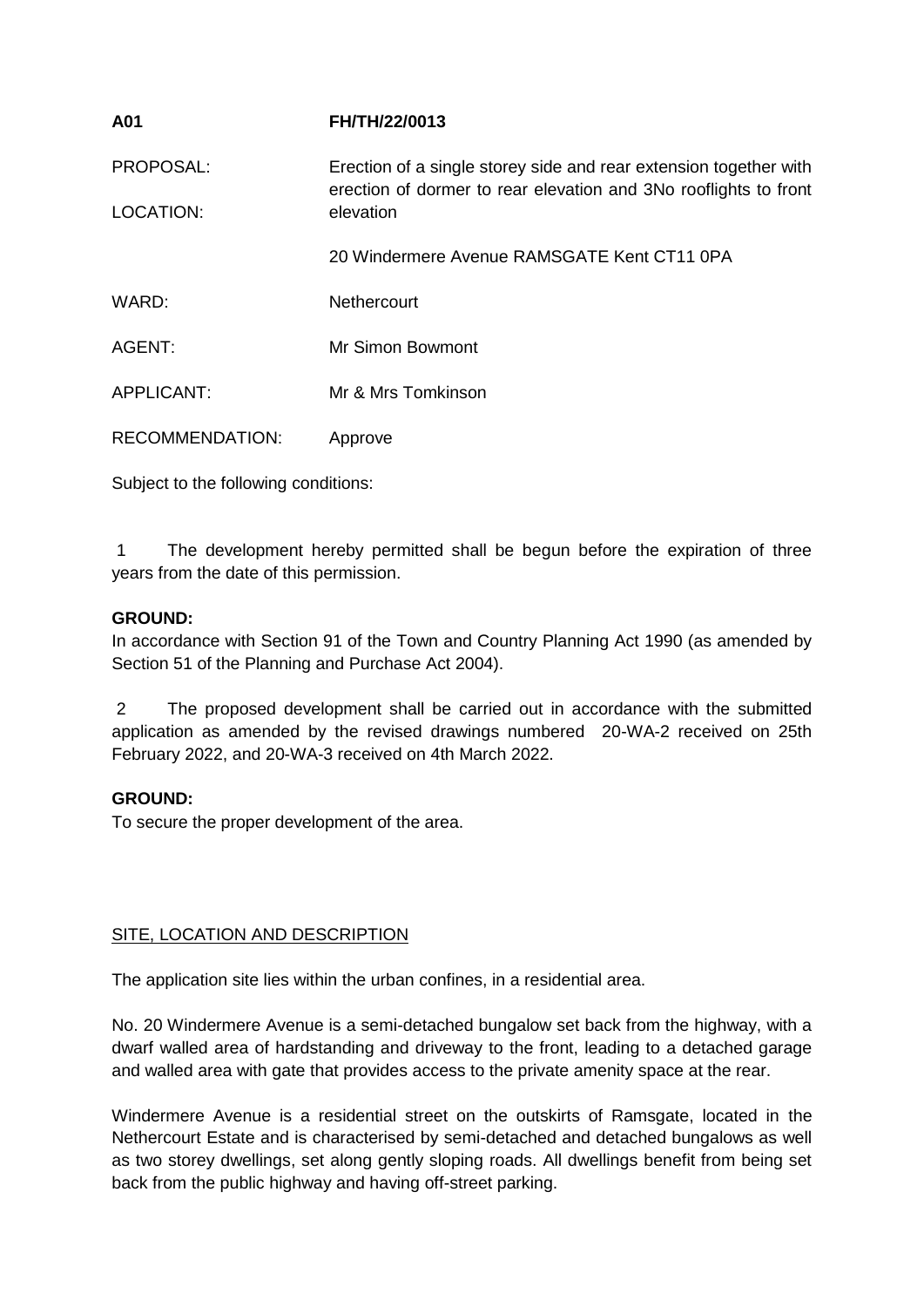**A01** **FH/TH/22/0013**

PROPOSAL: Erection of a single storey side and rear extension together with erection of dormer to rear elevation and 3No rooflights to front elevation

LOCATION: 20 Windermere Avenue RAMSGATE Kent CT11 0PA

WARD: Nethercourt

AGENT: Mr Simon Bowmont

APPLICANT: Mr & Mrs Tomkinson

RECOMMENDATION: Approve

Subject to the following conditions:

1 The development hereby permitted shall be begun before the expiration of three years from the date of this permission.

**GROUND:**

In accordance with Section 91 of the Town and Country Planning Act 1990 (as amended by Section 51 of the Planning and Purchase Act 2004).

2 The proposed development shall be carried out in accordance with the submitted application as amended by the revised drawings numbered 20-WA-2 received on 25th February 2022, and 20-WA-3 received on 4th March 2022.

**GROUND:**

To secure the proper development of the area.

<u>SITE, LOCATION AND DESCRIPTION</u>

The application site lies within the urban confines, in a residential area.

No. 20 Windermere Avenue is a semi-detached bungalow set back from the highway, with a dwarf walled area of hardstanding and driveway to the front, leading to a detached garage and walled area with gate that provides access to the private amenity space at the rear.

Windermere Avenue is a residential street on the outskirts of Ramsgate, located in the Nethercourt Estate and is characterised by semi-detached and detached bungalows as well as two storey dwellings, set along gently sloping roads. All dwellings benefit from being set back from the public highway and having off-street parking.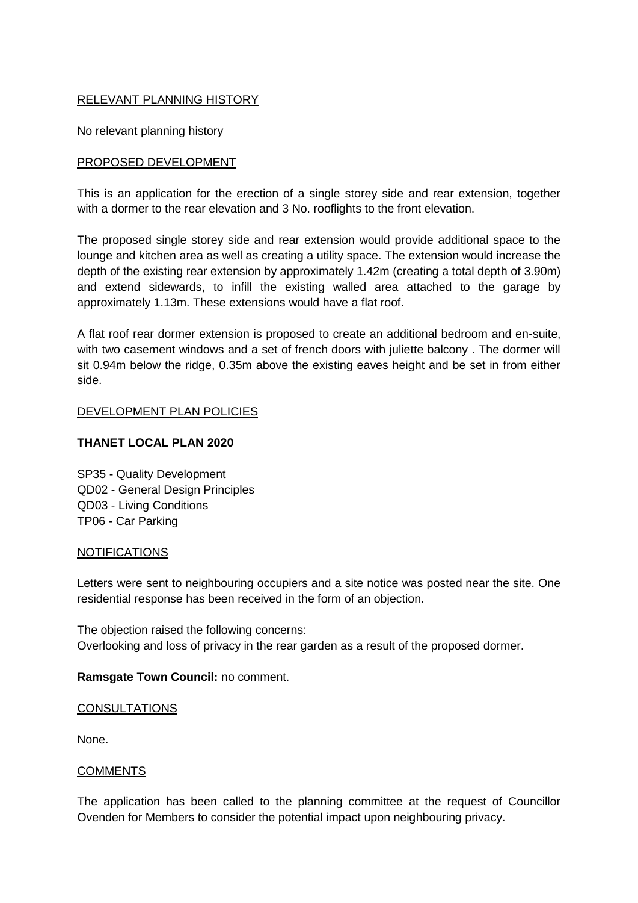## RELEVANT PLANNING HISTORY

No relevant planning history

## PROPOSED DEVELOPMENT

This is an application for the erection of a single storey side and rear extension, together with a dormer to the rear elevation and 3 No. rooflights to the front elevation.

The proposed single storey side and rear extension would provide additional space to the lounge and kitchen area as well as creating a utility space. The extension would increase the depth of the existing rear extension by approximately 1.42m (creating a total depth of 3.90m) and extend sidewards, to infill the existing walled area attached to the garage by approximately 1.13m. These extensions would have a flat roof.

A flat roof rear dormer extension is proposed to create an additional bedroom and en-suite, with two casement windows and a set of french doors with juliette balcony . The dormer will sit 0.94m below the ridge, 0.35m above the existing eaves height and be set in from either side.

## DEVELOPMENT PLAN POLICIES

**THANET LOCAL PLAN 2020**

SP35 - Quality Development
QD02 - General Design Principles
QD03 - Living Conditions
TP06 - Car Parking

## NOTIFICATIONS

Letters were sent to neighbouring occupiers and a site notice was posted near the site. One residential response has been received in the form of an objection.

The objection raised the following concerns:
Overlooking and loss of privacy in the rear garden as a result of the proposed dormer.

**Ramsgate Town Council:** no comment.

## CONSULTATIONS

None.

## COMMENTS

The application has been called to the planning committee at the request of Councillor Ovenden for Members to consider the potential impact upon neighbouring privacy.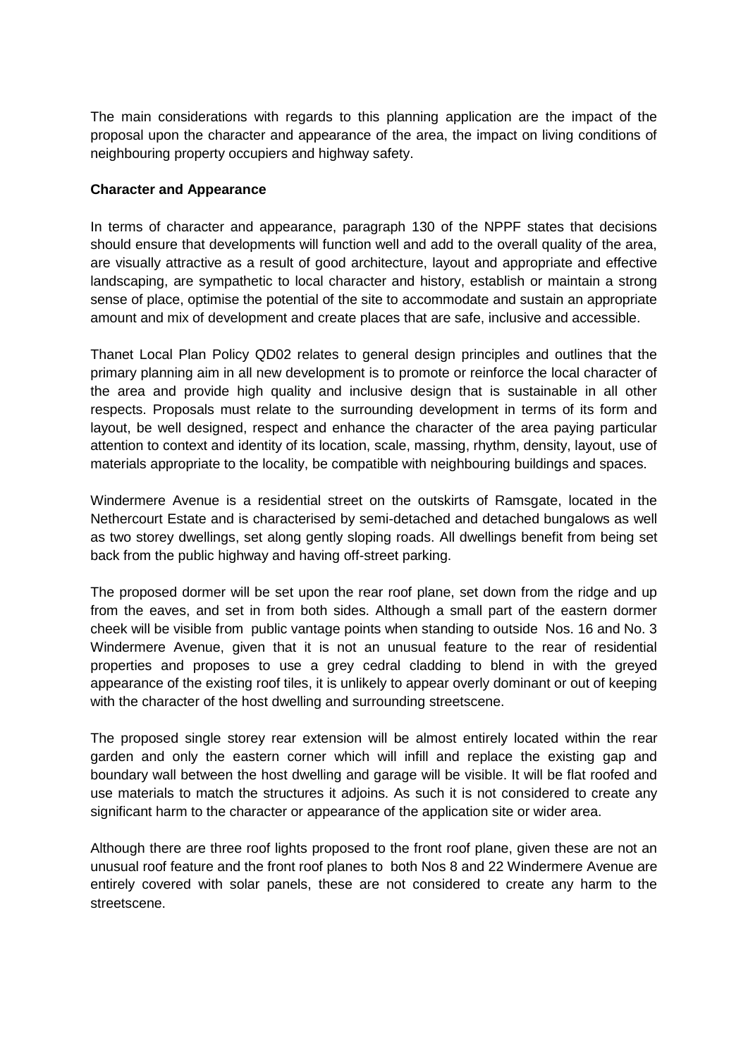The main considerations with regards to this planning application are the impact of the proposal upon the character and appearance of the area, the impact on living conditions of neighbouring property occupiers and highway safety.

**Character and Appearance**

In terms of character and appearance, paragraph 130 of the NPPF states that decisions should ensure that developments will function well and add to the overall quality of the area, are visually attractive as a result of good architecture, layout and appropriate and effective landscaping, are sympathetic to local character and history, establish or maintain a strong sense of place, optimise the potential of the site to accommodate and sustain an appropriate amount and mix of development and create places that are safe, inclusive and accessible.

Thanet Local Plan Policy QD02 relates to general design principles and outlines that the primary planning aim in all new development is to promote or reinforce the local character of the area and provide high quality and inclusive design that is sustainable in all other respects. Proposals must relate to the surrounding development in terms of its form and layout, be well designed, respect and enhance the character of the area paying particular attention to context and identity of its location, scale, massing, rhythm, density, layout, use of materials appropriate to the locality, be compatible with neighbouring buildings and spaces.

Windermere Avenue is a residential street on the outskirts of Ramsgate, located in the Nethercourt Estate and is characterised by semi-detached and detached bungalows as well as two storey dwellings, set along gently sloping roads. All dwellings benefit from being set back from the public highway and having off-street parking.

The proposed dormer will be set upon the rear roof plane, set down from the ridge and up from the eaves, and set in from both sides. Although a small part of the eastern dormer cheek will be visible from public vantage points when standing to outside Nos. 16 and No. 3 Windermere Avenue, given that it is not an unusual feature to the rear of residential properties and proposes to use a grey cedral cladding to blend in with the greyed appearance of the existing roof tiles, it is unlikely to appear overly dominant or out of keeping with the character of the host dwelling and surrounding streetscene.

The proposed single storey rear extension will be almost entirely located within the rear garden and only the eastern corner which will infill and replace the existing gap and boundary wall between the host dwelling and garage will be visible. It will be flat roofed and use materials to match the structures it adjoins. As such it is not considered to create any significant harm to the character or appearance of the application site or wider area.

Although there are three roof lights proposed to the front roof plane, given these are not an unusual roof feature and the front roof planes to both Nos 8 and 22 Windermere Avenue are entirely covered with solar panels, these are not considered to create any harm to the streetscene.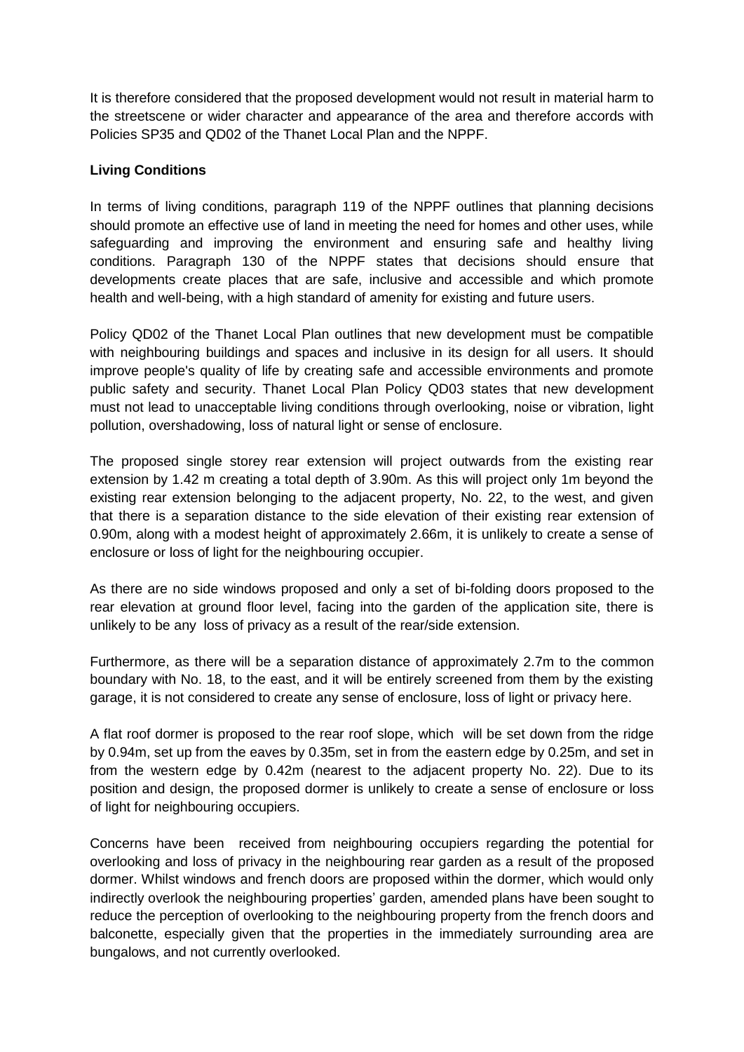It is therefore considered that the proposed development would not result in material harm to the streetscene or wider character and appearance of the area and therefore accords with Policies SP35 and QD02 of the Thanet Local Plan and the NPPF.

**Living Conditions**

In terms of living conditions, paragraph 119 of the NPPF outlines that planning decisions should promote an effective use of land in meeting the need for homes and other uses, while safeguarding and improving the environment and ensuring safe and healthy living conditions. Paragraph 130 of the NPPF states that decisions should ensure that developments create places that are safe, inclusive and accessible and which promote health and well-being, with a high standard of amenity for existing and future users.

Policy QD02 of the Thanet Local Plan outlines that new development must be compatible with neighbouring buildings and spaces and inclusive in its design for all users. It should improve people's quality of life by creating safe and accessible environments and promote public safety and security. Thanet Local Plan Policy QD03 states that new development must not lead to unacceptable living conditions through overlooking, noise or vibration, light pollution, overshadowing, loss of natural light or sense of enclosure.

The proposed single storey rear extension will project outwards from the existing rear extension by 1.42 m creating a total depth of 3.90m. As this will project only 1m beyond the existing rear extension belonging to the adjacent property, No. 22, to the west, and given that there is a separation distance to the side elevation of their existing rear extension of 0.90m, along with a modest height of approximately 2.66m, it is unlikely to create a sense of enclosure or loss of light for the neighbouring occupier.

As there are no side windows proposed and only a set of bi-folding doors proposed to the rear elevation at ground floor level, facing into the garden of the application site, there is unlikely to be any loss of privacy as a result of the rear/side extension.

Furthermore, as there will be a separation distance of approximately 2.7m to the common boundary with No. 18, to the east, and it will be entirely screened from them by the existing garage, it is not considered to create any sense of enclosure, loss of light or privacy here.

A flat roof dormer is proposed to the rear roof slope, which will be set down from the ridge by 0.94m, set up from the eaves by 0.35m, set in from the eastern edge by 0.25m, and set in from the western edge by 0.42m (nearest to the adjacent property No. 22). Due to its position and design, the proposed dormer is unlikely to create a sense of enclosure or loss of light for neighbouring occupiers.

Concerns have been received from neighbouring occupiers regarding the potential for overlooking and loss of privacy in the neighbouring rear garden as a result of the proposed dormer. Whilst windows and french doors are proposed within the dormer, which would only indirectly overlook the neighbouring properties' garden, amended plans have been sought to reduce the perception of overlooking to the neighbouring property from the french doors and balconette, especially given that the properties in the immediately surrounding area are bungalows, and not currently overlooked.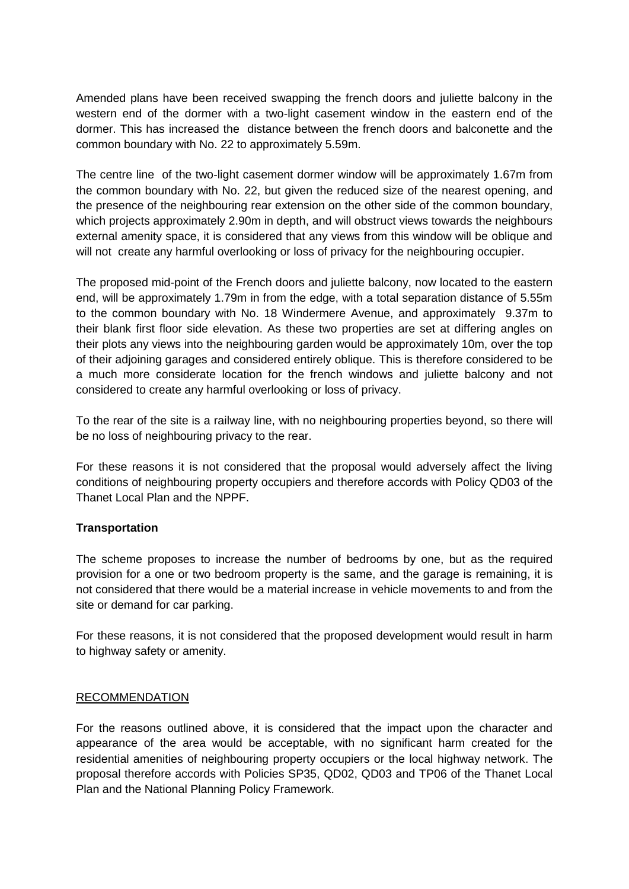Amended plans have been received swapping the french doors and juliette balcony in the western end of the dormer with a two-light casement window in the eastern end of the dormer. This has increased the distance between the french doors and balconette and the common boundary with No. 22 to approximately 5.59m.

The centre line of the two-light casement dormer window will be approximately 1.67m from the common boundary with No. 22, but given the reduced size of the nearest opening, and the presence of the neighbouring rear extension on the other side of the common boundary, which projects approximately 2.90m in depth, and will obstruct views towards the neighbours external amenity space, it is considered that any views from this window will be oblique and will not create any harmful overlooking or loss of privacy for the neighbouring occupier.

The proposed mid-point of the French doors and juliette balcony, now located to the eastern end, will be approximately 1.79m in from the edge, with a total separation distance of 5.55m to the common boundary with No. 18 Windermere Avenue, and approximately 9.37m to their blank first floor side elevation. As these two properties are set at differing angles on their plots any views into the neighbouring garden would be approximately 10m, over the top of their adjoining garages and considered entirely oblique. This is therefore considered to be a much more considerate location for the french windows and juliette balcony and not considered to create any harmful overlooking or loss of privacy.

To the rear of the site is a railway line, with no neighbouring properties beyond, so there will be no loss of neighbouring privacy to the rear.

For these reasons it is not considered that the proposal would adversely affect the living conditions of neighbouring property occupiers and therefore accords with Policy QD03 of the Thanet Local Plan and the NPPF.

**Transportation**

The scheme proposes to increase the number of bedrooms by one, but as the required provision for a one or two bedroom property is the same, and the garage is remaining, it is not considered that there would be a material increase in vehicle movements to and from the site or demand for car parking.

For these reasons, it is not considered that the proposed development would result in harm to highway safety or amenity.

RECOMMENDATION

For the reasons outlined above, it is considered that the impact upon the character and appearance of the area would be acceptable, with no significant harm created for the residential amenities of neighbouring property occupiers or the local highway network. The proposal therefore accords with Policies SP35, QD02, QD03 and TP06 of the Thanet Local Plan and the National Planning Policy Framework.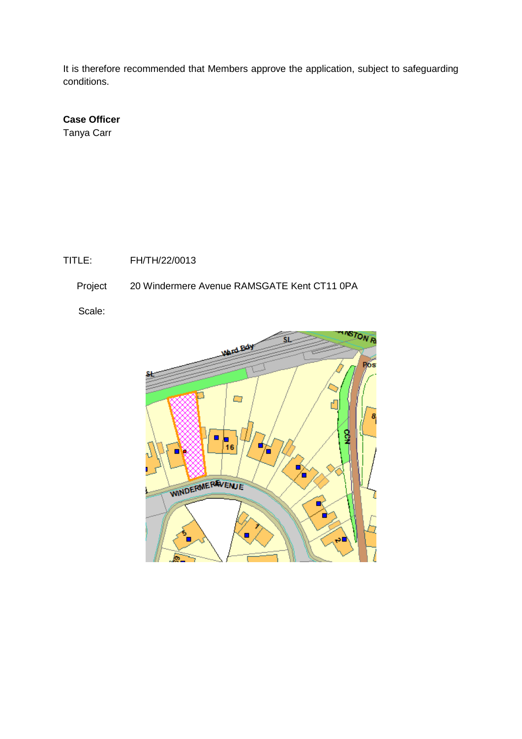It is therefore recommended that Members approve the application, subject to safeguarding conditions.

**Case Officer**
Tanya Carr

TITLE: FH/TH/22/0013

Project 20 Windermere Avenue RAMSGATE Kent CT11 0PA

Scale: